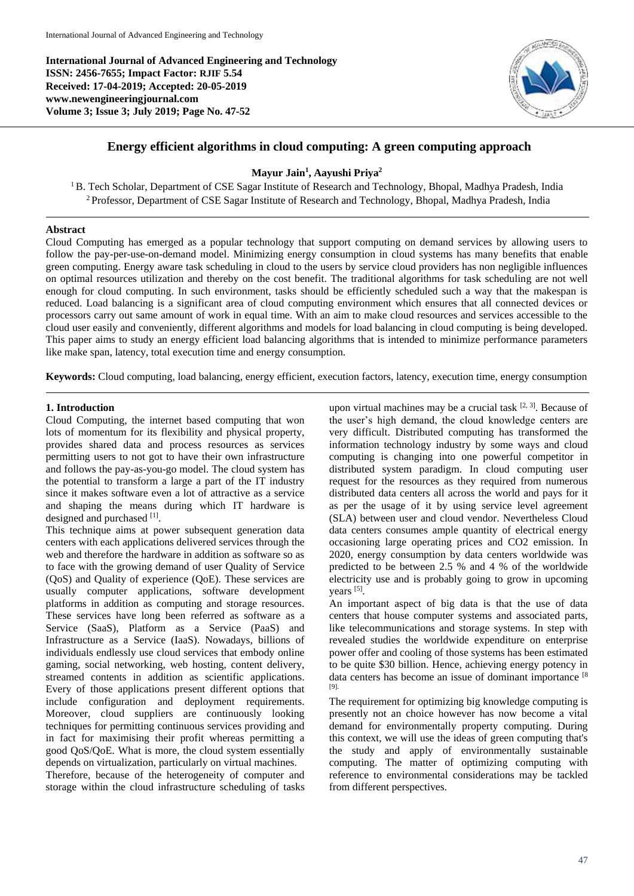**International Journal of Advanced Engineering and Technology**
**ISSN: 2456-7655; Impact Factor: RJIF 5.54**
**Received: 17-04-2019; Accepted: 20-05-2019**
**www.newengineeringjournal.com**
**Volume 3; Issue 3; July 2019; Page No. 47-52**

# Energy efficient algorithms in cloud computing: A green computing approach

**Mayur Jain[1], Aayushi Priya[2]**

[1] B. Tech Scholar, Department of CSE Sagar Institute of Research and Technology, Bhopal, Madhya Pradesh, India
[2] Professor, Department of CSE Sagar Institute of Research and Technology, Bhopal, Madhya Pradesh, India

## Abstract

Cloud Computing has emerged as a popular technology that support computing on demand services by allowing users to follow the pay-per-use-on-demand model. Minimizing energy consumption in cloud systems has many benefits that enable green computing. Energy aware task scheduling in cloud to the users by service cloud providers has non negligible influences on optimal resources utilization and thereby on the cost benefit. The traditional algorithms for task scheduling are not well enough for cloud computing. In such environment, tasks should be efficiently scheduled such a way that the makespan is reduced. Load balancing is a significant area of cloud computing environment which ensures that all connected devices or processors carry out same amount of work in equal time. With an aim to make cloud resources and services accessible to the cloud user easily and conveniently, different algorithms and models for load balancing in cloud computing is being developed. This paper aims to study an energy efficient load balancing algorithms that is intended to minimize performance parameters like make span, latency, total execution time and energy consumption.

**Keywords:** Cloud computing, load balancing, energy efficient, execution factors, latency, execution time, energy consumption

## 1. Introduction

Cloud Computing, the internet based computing that won lots of momentum for its flexibility and physical property, provides shared data and process resources as services permitting users to not got to have their own infrastructure and follows the pay-as-you-go model. The cloud system has the potential to transform a large a part of the IT industry since it makes software even a lot of attractive as a service and shaping the means during which IT hardware is designed and purchased [1].

This technique aims at power subsequent generation data centers with each applications delivered services through the web and therefore the hardware in addition as software so as to face with the growing demand of user Quality of Service (QoS) and Quality of experience (QoE). These services are usually computer applications, software development platforms in addition as computing and storage resources. These services have long been referred as software as a Service (SaaS), Platform as a Service (PaaS) and Infrastructure as a Service (IaaS). Nowadays, billions of individuals endlessly use cloud services that embody online gaming, social networking, web hosting, content delivery, streamed contents in addition as scientific applications. Every of those applications present different options that include configuration and deployment requirements. Moreover, cloud suppliers are continuously looking techniques for permitting continuous services providing and in fact for maximising their profit whereas permitting a good QoS/QoE. What is more, the cloud system essentially depends on virtualization, particularly on virtual machines.

Therefore, because of the heterogeneity of computer and storage within the cloud infrastructure scheduling of tasks upon virtual machines may be a crucial task [2, 3]. Because of the user's high demand, the cloud knowledge centers are very difficult. Distributed computing has transformed the information technology industry by some ways and cloud computing is changing into one powerful competitor in distributed system paradigm. In cloud computing user request for the resources as they required from numerous distributed data centers all across the world and pays for it as per the usage of it by using service level agreement (SLA) between user and cloud vendor. Nevertheless Cloud data centers consumes ample quantity of electrical energy occasioning large operating prices and $CO_2$ emission. In 2020, energy consumption by data centers worldwide was predicted to be between 2.5 % and 4 % of the worldwide electricity use and is probably going to grow in upcoming years [5].

An important aspect of big data is that the use of data centers that house computer systems and associated parts, like telecommunications and storage systems. In step with revealed studies the worldwide expenditure on enterprise power offer and cooling of those systems has been estimated to be quite $30 billion. Hence, achieving energy potency in data centers has become an issue of dominant importance [8 [9].

The requirement for optimizing big knowledge computing is presently not an choice however has now become a vital demand for environmentally property computing. During this context, we will use the ideas of green computing that's the study and apply of environmentally sustainable computing. The matter of optimizing computing with reference to environmental considerations may be tackled from different perspectives.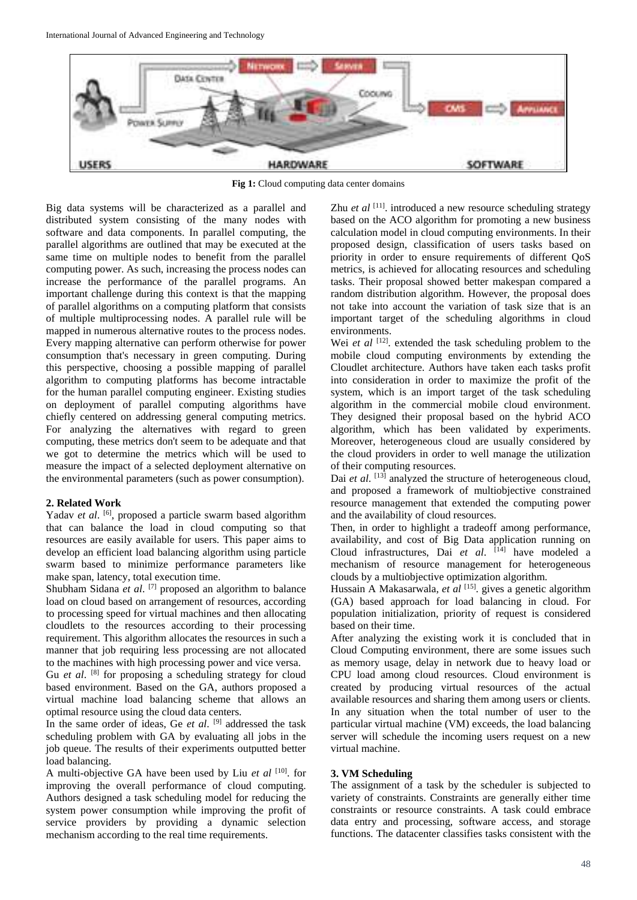**Fig 1:** Cloud computing data center domains

Big data systems will be characterized as a parallel and distributed system consisting of the many nodes with software and data components. In parallel computing, the parallel algorithms are outlined that may be executed at the same time on multiple nodes to benefit from the parallel computing power. As such, increasing the process nodes can increase the performance of the parallel programs. An important challenge during this context is that the mapping of parallel algorithms on a computing platform that consists of multiple multiprocessing nodes. A parallel rule will be mapped in numerous alternative routes to the process nodes. Every mapping alternative can perform otherwise for power consumption that's necessary in green computing. During this perspective, choosing a possible mapping of parallel algorithm to computing platforms has become intractable for the human parallel computing engineer. Existing studies on deployment of parallel computing algorithms have chiefly centered on addressing general computing metrics. For analyzing the alternatives with regard to green computing, these metrics don't seem to be adequate and that we got to determine the metrics which will be used to measure the impact of a selected deployment alternative on the environmental parameters (such as power consumption).

## 2. Related Work

Yadav *et al*. [6], proposed a particle swarm based algorithm that can balance the load in cloud computing so that resources are easily available for users. This paper aims to develop an efficient load balancing algorithm using particle swarm based to minimize performance parameters like make span, latency, total execution time.

Shubham Sidana *et al*. [7] proposed an algorithm to balance load on cloud based on arrangement of resources, according to processing speed for virtual machines and then allocating cloudlets to the resources according to their processing requirement. This algorithm allocates the resources in such a manner that job requiring less processing are not allocated to the machines with high processing power and vice versa.

Gu *et al*. [8] for proposing a scheduling strategy for cloud based environment. Based on the GA, authors proposed a virtual machine load balancing scheme that allows an optimal resource using the cloud data centers.

In the same order of ideas, Ge *et al*. [9] addressed the task scheduling problem with GA by evaluating all jobs in the job queue. The results of their experiments outputted better load balancing.

A multi-objective GA have been used by Liu *et al* [10]. for improving the overall performance of cloud computing. Authors designed a task scheduling model for reducing the system power consumption while improving the profit of service providers by providing a dynamic selection mechanism according to the real time requirements.

Zhu *et al* [11]. introduced a new resource scheduling strategy based on the ACO algorithm for promoting a new business calculation model in cloud computing environments. In their proposed design, classification of users tasks based on priority in order to ensure requirements of different QoS metrics, is achieved for allocating resources and scheduling tasks. Their proposal showed better makespan compared a random distribution algorithm. However, the proposal does not take into account the variation of task size that is an important target of the scheduling algorithms in cloud environments.

Wei *et al* [12]. extended the task scheduling problem to the mobile cloud computing environments by extending the Cloudlet architecture. Authors have taken each tasks profit into consideration in order to maximize the profit of the system, which is an import target of the task scheduling algorithm in the commercial mobile cloud environment. They designed their proposal based on the hybrid ACO algorithm, which has been validated by experiments. Moreover, heterogeneous cloud are usually considered by the cloud providers in order to well manage the utilization of their computing resources.

Dai *et al*. [13] analyzed the structure of heterogeneous cloud, and proposed a framework of multiobjective constrained resource management that extended the computing power and the availability of cloud resources.

Then, in order to highlight a tradeoff among performance, availability, and cost of Big Data application running on Cloud infrastructures, Dai *et al*. [14] have modeled a mechanism of resource management for heterogeneous clouds by a multiobjective optimization algorithm.

Hussain A Makasarwala, *et al* [15]. gives a genetic algorithm (GA) based approach for load balancing in cloud. For population initialization, priority of request is considered based on their time.

After analyzing the existing work it is concluded that in Cloud Computing environment, there are some issues such as memory usage, delay in network due to heavy load or CPU load among cloud resources. Cloud environment is created by producing virtual resources of the actual available resources and sharing them among users or clients. In any situation when the total number of user to the particular virtual machine (VM) exceeds, the load balancing server will schedule the incoming users request on a new virtual machine.

## 3. VM Scheduling

The assignment of a task by the scheduler is subjected to variety of constraints. Constraints are generally either time constraints or resource constraints. A task could embrace data entry and processing, software access, and storage functions. The datacenter classifies tasks consistent with the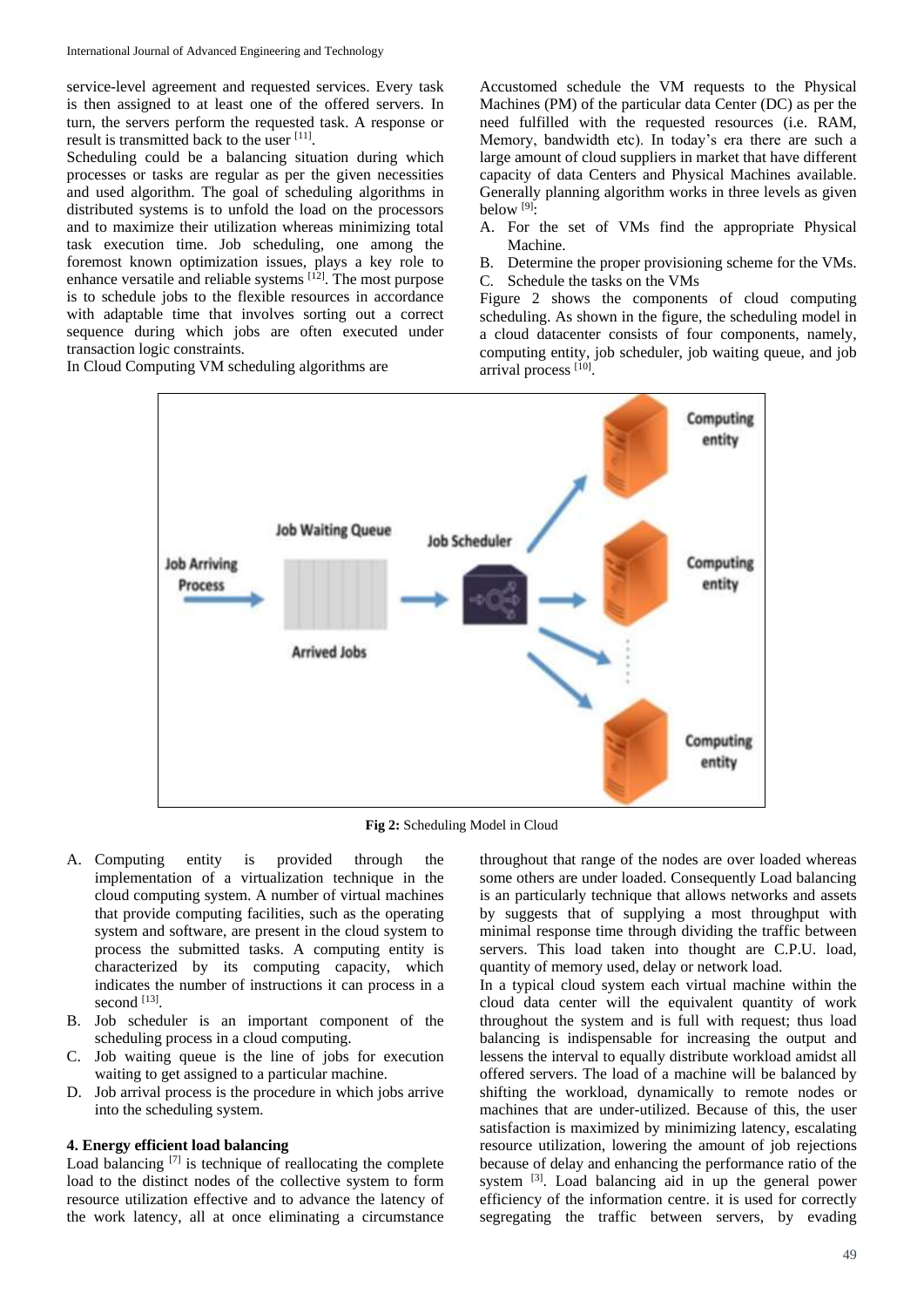service-level agreement and requested services. Every task is then assigned to at least one of the offered servers. In turn, the servers perform the requested task. A response or result is transmitted back to the user [11].

Scheduling could be a balancing situation during which processes or tasks are regular as per the given necessities and used algorithm. The goal of scheduling algorithms in distributed systems is to unfold the load on the processors and to maximize their utilization whereas minimizing total task execution time. Job scheduling, one among the foremost known optimization issues, plays a key role to enhance versatile and reliable systems [12]. The most purpose is to schedule jobs to the flexible resources in accordance with adaptable time that involves sorting out a correct sequence during which jobs are often executed under transaction logic constraints.

In Cloud Computing VM scheduling algorithms are Accustomed schedule the VM requests to the Physical Machines (PM) of the particular data Center (DC) as per the need fulfilled with the requested resources (i.e. RAM, Memory, bandwidth etc). In today's era there are such a large amount of cloud suppliers in market that have different capacity of data Centers and Physical Machines available. Generally planning algorithm works in three levels as given below [9]:

A. For the set of VMs find the appropriate Physical Machine.
B. Determine the proper provisioning scheme for the VMs.
C. Schedule the tasks on the VMs

Figure 2 shows the components of cloud computing scheduling. As shown in the figure, the scheduling model in a cloud datacenter consists of four components, namely, computing entity, job scheduler, job waiting queue, and job arrival process [10].

**Fig 2:** Scheduling Model in Cloud

A. Computing entity is provided through the implementation of a virtualization technique in the cloud computing system. A number of virtual machines that provide computing facilities, such as the operating system and software, are present in the cloud system to process the submitted tasks. A computing entity is characterized by its computing capacity, which indicates the number of instructions it can process in a second [13].
B. Job scheduler is an important component of the scheduling process in a cloud computing.
C. Job waiting queue is the line of jobs for execution waiting to get assigned to a particular machine.
D. Job arrival process is the procedure in which jobs arrive into the scheduling system.

#### 4. Energy efficient load balancing

Load balancing [7] is technique of reallocating the complete load to the distinct nodes of the collective system to form resource utilization effective and to advance the latency of the work latency, all at once eliminating a circumstance throughout that range of the nodes are over loaded whereas some others are under loaded. Consequently Load balancing is an particularly technique that allows networks and assets by suggests that of supplying a most throughput with minimal response time through dividing the traffic between servers. This load taken into thought are C.P.U. load, quantity of memory used, delay or network load.

In a typical cloud system each virtual machine within the cloud data center will the equivalent quantity of work throughout the system and is full with request; thus load balancing is indispensable for increasing the output and lessens the interval to equally distribute workload amidst all offered servers. The load of a machine will be balanced by shifting the workload, dynamically to remote nodes or machines that are under-utilized. Because of this, the user satisfaction is maximized by minimizing latency, escalating resource utilization, lowering the amount of job rejections because of delay and enhancing the performance ratio of the system [3]. Load balancing aid in up the general power efficiency of the information centre. it is used for correctly segregating the traffic between servers, by evading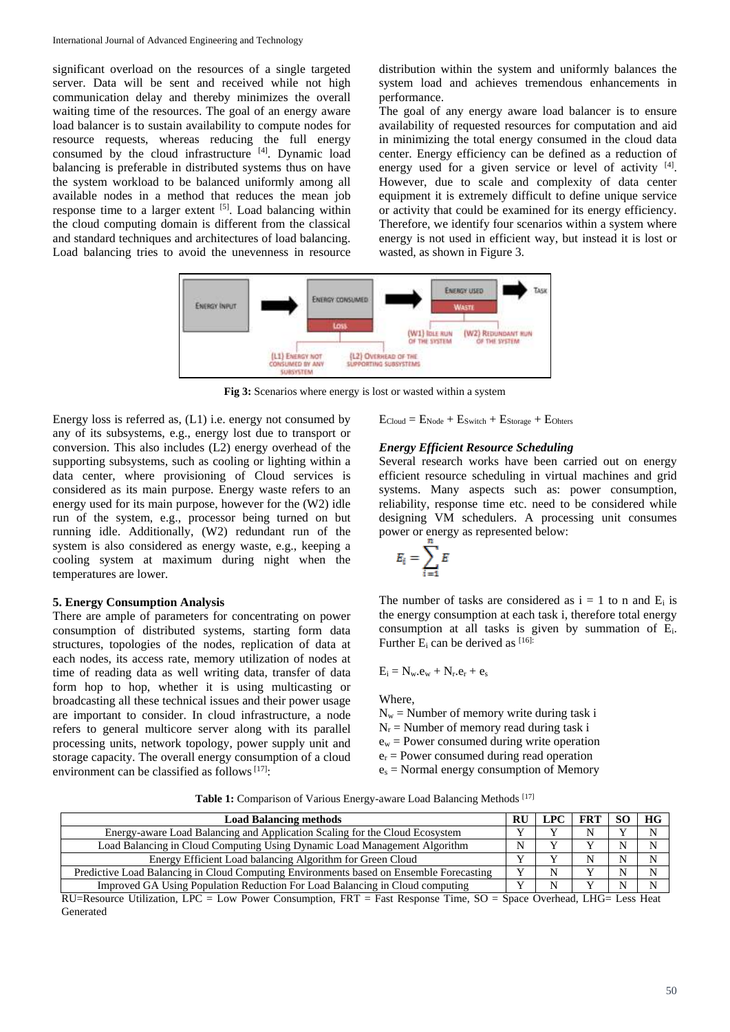significant overload on the resources of a single targeted server. Data will be sent and received while not high communication delay and thereby minimizes the overall waiting time of the resources. The goal of an energy aware load balancer is to sustain availability to compute nodes for resource requests, whereas reducing the full energy consumed by the cloud infrastructure [4]. Dynamic load balancing is preferable in distributed systems thus on have the system workload to be balanced uniformly among all available nodes in a method that reduces the mean job response time to a larger extent [5]. Load balancing within the cloud computing domain is different from the classical and standard techniques and architectures of load balancing. Load balancing tries to avoid the unevenness in resource distribution within the system and uniformly balances the system load and achieves tremendous enhancements in performance.

The goal of any energy aware load balancer is to ensure availability of requested resources for computation and aid in minimizing the total energy consumed in the cloud data center. Energy efficiency can be defined as a reduction of energy used for a given service or level of activity [4]. However, due to scale and complexity of data center equipment it is extremely difficult to define unique service or activity that could be examined for its energy efficiency. Therefore, we identify four scenarios within a system where energy is not used in efficient way, but instead it is lost or wasted, as shown in Figure 3.

**Fig 3:** Scenarios where energy is lost or wasted within a system

Energy loss is referred as, (L1) i.e. energy not consumed by any of its subsystems, e.g., energy lost due to transport or conversion. This also includes (L2) energy overhead of the supporting subsystems, such as cooling or lighting within a data center, where provisioning of Cloud services is considered as its main purpose. Energy waste refers to an energy used for its main purpose, however for the (W2) idle run of the system, e.g., processor being turned on but running idle. Additionally, (W2) redundant run of the system is also considered as energy waste, e.g., keeping a cooling system at maximum during night when the temperatures are lower.

### 5. Energy Consumption Analysis

There are ample of parameters for concentrating on power consumption of distributed systems, starting form data structures, topologies of the nodes, replication of data at each nodes, its access rate, memory utilization of nodes at time of reading data as well writing data, transfer of data form hop to hop, whether it is using multicasting or broadcasting all these technical issues and their power usage are important to consider. In cloud infrastructure, a node refers to general multicore server along with its parallel processing units, network topology, power supply unit and storage capacity. The overall energy consumption of a cloud environment can be classified as follows [17]:

$$E_{Cloud} = E_{Node} + E_{Switch} + E_{Storage} + E_{Ohters}$$

#### *Energy Efficient Resource Scheduling*

Several research works have been carried out on energy efficient resource scheduling in virtual machines and grid systems. Many aspects such as: power consumption, reliability, response time etc. need to be considered while designing VM schedulers. A processing unit consumes power or energy as represented below:

$$E_i = \sum_{i=1}^{n} E$$

The number of tasks are considered as $i = 1$ to n and $E_i$ is the energy consumption at each task i, therefore total energy consumption at all tasks is given by summation of $E_i$. Further $E_i$ can be derived as [16]:

$$E_i = N_w.e_w + N_r.e_r + e_s$$

Where,

$N_w$ = Number of memory write during task i  
$N_r$ = Number of memory read during task i  
$e_w$ = Power consumed during write operation  
$e_r$ = Power consumed during read operation  
$e_s$ = Normal energy consumption of Memory

**Table 1:** Comparison of Various Energy-aware Load Balancing Methods [17]

| Load Balancing methods | RU | LPC | FRT | SO | HG |
|---|---|---|---|---|---|
| Energy-aware Load Balancing and Application Scaling for the Cloud Ecosystem | Y | Y | N | Y | N |
| Load Balancing in Cloud Computing Using Dynamic Load Management Algorithm | N | Y | Y | N | N |
| Energy Efficient Load balancing Algorithm for Green Cloud | Y | Y | N | N | N |
| Predictive Load Balancing in Cloud Computing Environments based on Ensemble Forecasting | Y | N | Y | N | N |
| Improved GA Using Population Reduction For Load Balancing in Cloud computing | Y | N | Y | N | N |

RU=Resource Utilization, LPC = Low Power Consumption, FRT = Fast Response Time, SO = Space Overhead, LHG= Less Heat Generated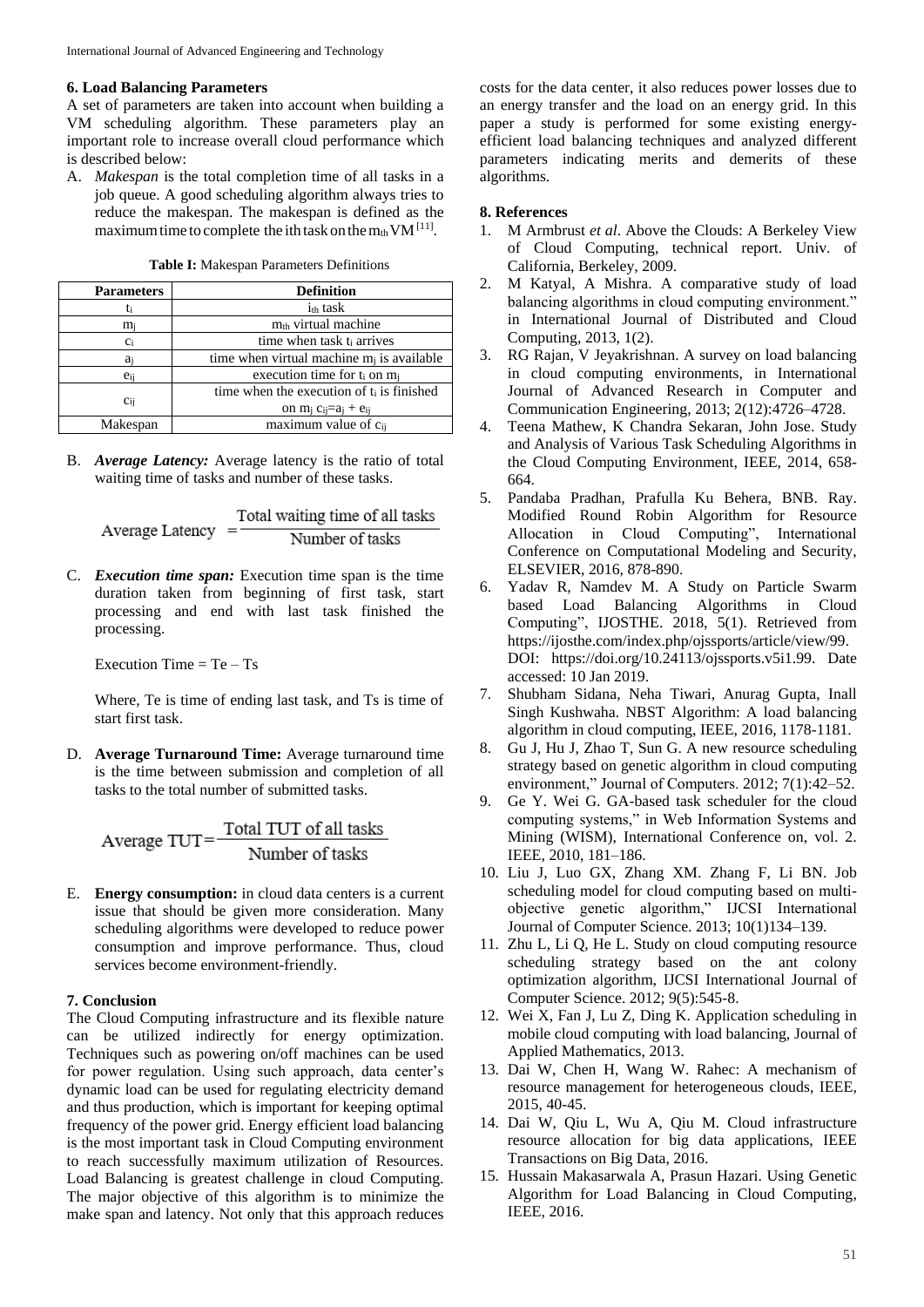### 6. Load Balancing Parameters

A set of parameters are taken into account when building a VM scheduling algorithm. These parameters play an important role to increase overall cloud performance which is described below:

A. *Makespan* is the total completion time of all tasks in a job queue. A good scheduling algorithm always tries to reduce the makespan. The makespan is defined as the maximum time to complete the ith task on the $m_{th}$ VM [11].

**Table I:** Makespan Parameters Definitions

| Parameters | Definition |
|---|---|
| $t_i$ | $i_{th}$ task |
| $m_j$ | $m_{th}$ virtual machine |
| $c_i$ | time when task $t_i$ arrives |
| $a_j$ | time when virtual machine $m_j$ is available |
| $e_{ij}$ | execution time for $t_i$ on $m_j$ |
| $c_{ij}$ | time when the execution of $t_i$ is finished on $m_j$ $c_{ij}=a_j + e_{ij}$ |
| Makespan | maximum value of $c_{ij}$ |

B. ***Average Latency:*** Average latency is the ratio of total waiting time of tasks and number of these tasks.

$$\text{Average Latency} = \frac{\text{Total waiting time of all tasks}}{\text{Number of tasks}}$$

C. ***Execution time span:*** Execution time span is the time duration taken from beginning of first task, start processing and end with last task finished the processing.

Execution Time = Te – Ts

Where, Te is time of ending last task, and Ts is time of start first task.

D. **Average Turnaround Time:** Average turnaround time is the time between submission and completion of all tasks to the total number of submitted tasks.

$$\text{Average TUT} = \frac{\text{Total TUT of all tasks}}{\text{Number of tasks}}$$

E. **Energy consumption:** in cloud data centers is a current issue that should be given more consideration. Many scheduling algorithms were developed to reduce power consumption and improve performance. Thus, cloud services become environment-friendly.

### 7. Conclusion

The Cloud Computing infrastructure and its flexible nature can be utilized indirectly for energy optimization. Techniques such as powering on/off machines can be used for power regulation. Using such approach, data center's dynamic load can be used for regulating electricity demand and thus production, which is important for keeping optimal frequency of the power grid. Energy efficient load balancing is the most important task in Cloud Computing environment to reach successfully maximum utilization of Resources. Load Balancing is greatest challenge in cloud Computing. The major objective of this algorithm is to minimize the make span and latency. Not only that this approach reduces costs for the data center, it also reduces power losses due to an energy transfer and the load on an energy grid. In this paper a study is performed for some existing energy-efficient load balancing techniques and analyzed different parameters indicating merits and demerits of these algorithms.

### 8. References

1. M Armbrust *et al*. Above the Clouds: A Berkeley View of Cloud Computing, technical report. Univ. of California, Berkeley, 2009.
2. M Katyal, A Mishra. A comparative study of load balancing algorithms in cloud computing environment." in International Journal of Distributed and Cloud Computing, 2013, 1(2).
3. RG Rajan, V Jeyakrishnan. A survey on load balancing in cloud computing environments, in International Journal of Advanced Research in Computer and Communication Engineering, 2013; 2(12):4726–4728.
4. Teena Mathew, K Chandra Sekaran, John Jose. Study and Analysis of Various Task Scheduling Algorithms in the Cloud Computing Environment, IEEE, 2014, 658-664.
5. Pandaba Pradhan, Prafulla Ku Behera, BNB. Ray. Modified Round Robin Algorithm for Resource Allocation in Cloud Computing", International Conference on Computational Modeling and Security, ELSEVIER, 2016, 878-890.
6. Yadav R, Namdev M. A Study on Particle Swarm based Load Balancing Algorithms in Cloud Computing", IJOSTHE. 2018, 5(1). Retrieved from https://ijosthe.com/index.php/ojssports/article/view/99. DOI: https://doi.org/10.24113/ojssports.v5i1.99. Date accessed: 10 Jan 2019.
7. Shubham Sidana, Neha Tiwari, Anurag Gupta, Inall Singh Kushwaha. NBST Algorithm: A load balancing algorithm in cloud computing, IEEE, 2016, 1178-1181.
8. Gu J, Hu J, Zhao T, Sun G. A new resource scheduling strategy based on genetic algorithm in cloud computing environment," Journal of Computers. 2012; 7(1):42–52.
9. Ge Y. Wei G. GA-based task scheduler for the cloud computing systems," in Web Information Systems and Mining (WISM), International Conference on, vol. 2. IEEE, 2010, 181–186.
10. Liu J, Luo GX, Zhang XM. Zhang F, Li BN. Job scheduling model for cloud computing based on multi-objective genetic algorithm," IJCSI International Journal of Computer Science. 2013; 10(1)134–139.
11. Zhu L, Li Q, He L. Study on cloud computing resource scheduling strategy based on the ant colony optimization algorithm, IJCSI International Journal of Computer Science. 2012; 9(5):545-8.
12. Wei X, Fan J, Lu Z, Ding K. Application scheduling in mobile cloud computing with load balancing, Journal of Applied Mathematics, 2013.
13. Dai W, Chen H, Wang W. Rahec: A mechanism of resource management for heterogeneous clouds, IEEE, 2015, 40-45.
14. Dai W, Qiu L, Wu A, Qiu M. Cloud infrastructure resource allocation for big data applications, IEEE Transactions on Big Data, 2016.
15. Hussain Makasarwala A, Prasun Hazari. Using Genetic Algorithm for Load Balancing in Cloud Computing, IEEE, 2016.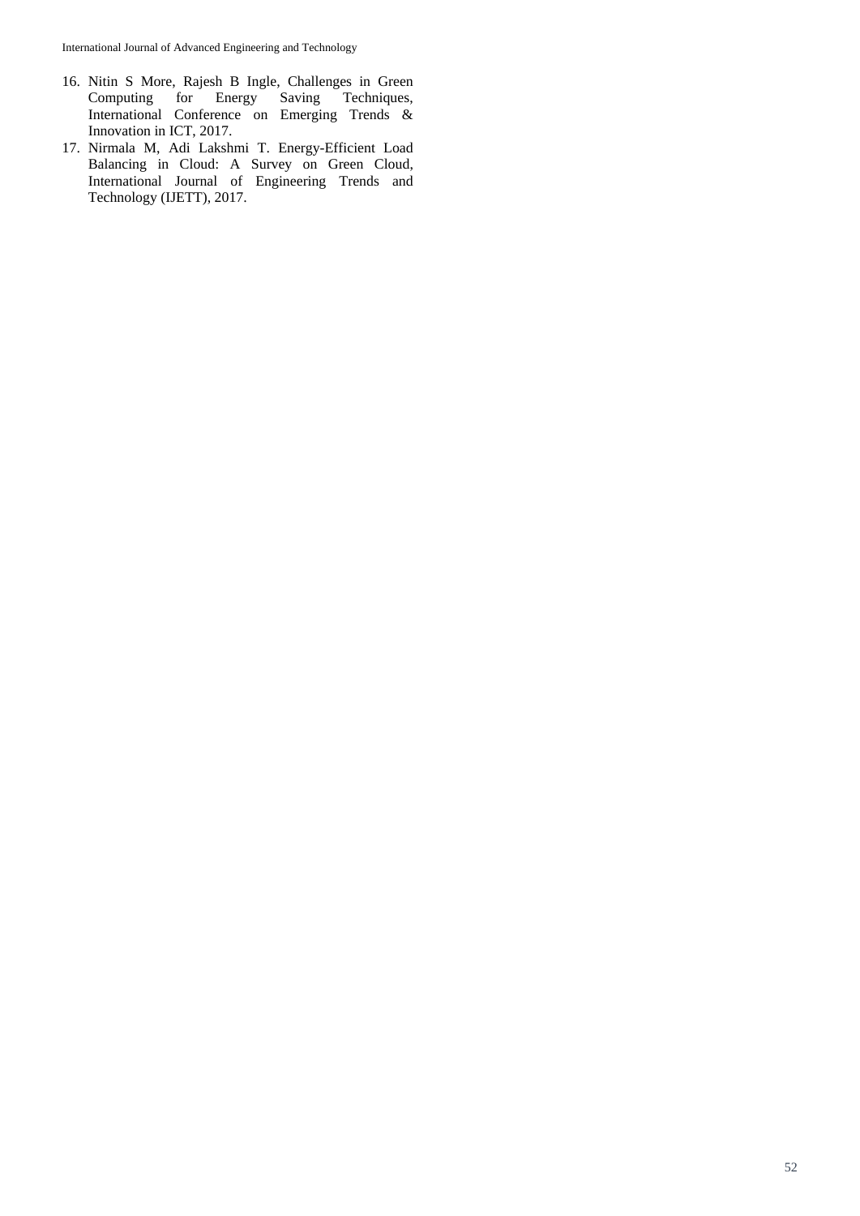16. Nitin S More, Rajesh B Ingle, Challenges in Green Computing for Energy Saving Techniques, International Conference on Emerging Trends & Innovation in ICT, 2017.
17. Nirmala M, Adi Lakshmi T. Energy-Efficient Load Balancing in Cloud: A Survey on Green Cloud, International Journal of Engineering Trends and Technology (IJETT), 2017.